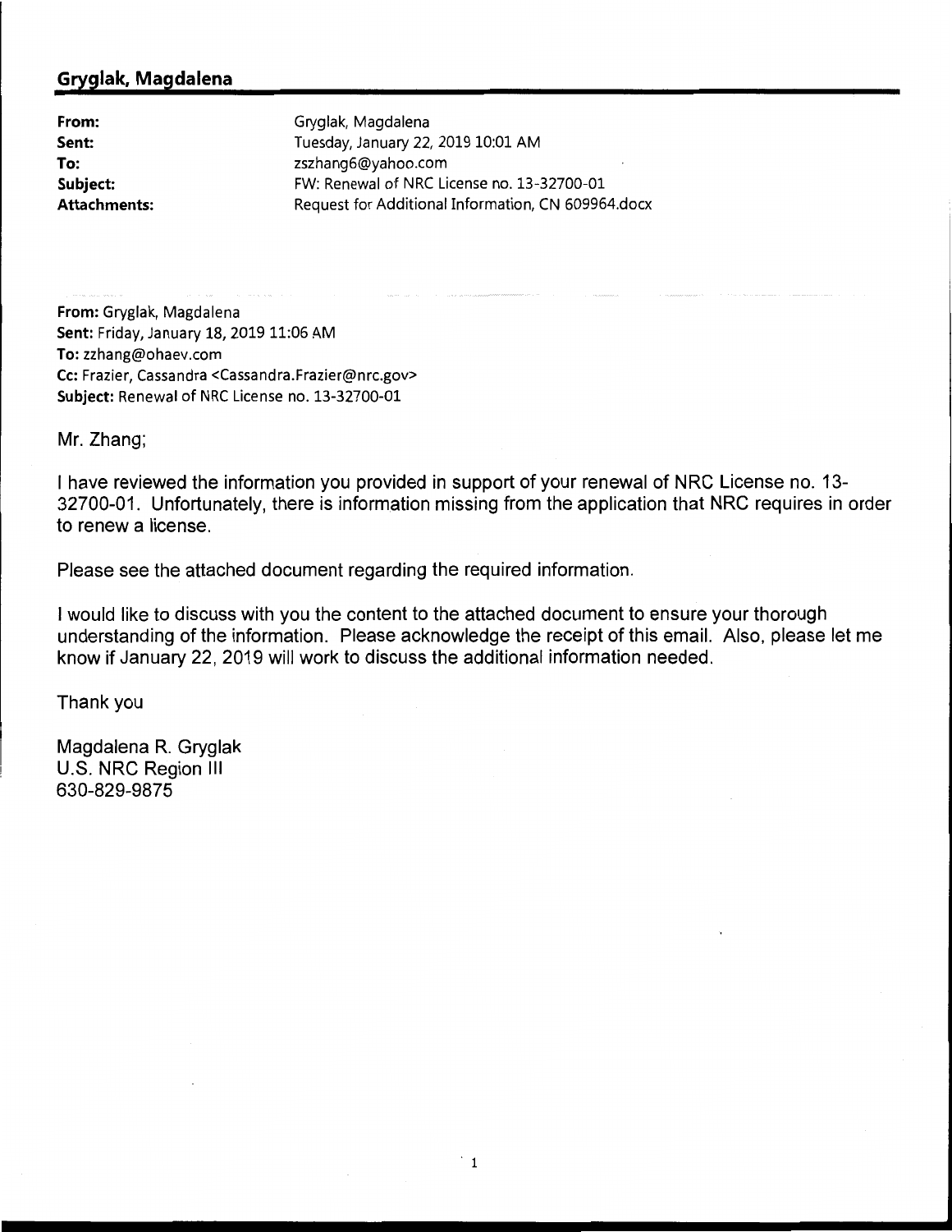## Gryglak, Magdalena

**From:** Gryglak, Magdalena
**Sent:** Tuesday, January 22, 2019 10:01 AM
**To:** zszhang6@yahoo.com
**Subject:** FW: Renewal of NRC License no. 13-32700-01
**Attachments:** Request for Additional Information, CN 609964.docx

---

**From:** Gryglak, Magdalena
**Sent:** Friday, January 18, 2019 11:06 AM
**To:** zzhang@ohaev.com
**Cc:** Frazier, Cassandra <Cassandra.Frazier@nrc.gov>
**Subject:** Renewal of NRC License no. 13-32700-01

Mr. Zhang;

I have reviewed the information you provided in support of your renewal of NRC License no. 13-32700-01. Unfortunately, there is information missing from the application that NRC requires in order to renew a license.

Please see the attached document regarding the required information.

I would like to discuss with you the content to the attached document to ensure your thorough understanding of the information. Please acknowledge the receipt of this email. Also, please let me know if January 22, 2019 will work to discuss the additional information needed.

Thank you

Magdalena R. Gryglak
U.S. NRC Region III
630-829-9875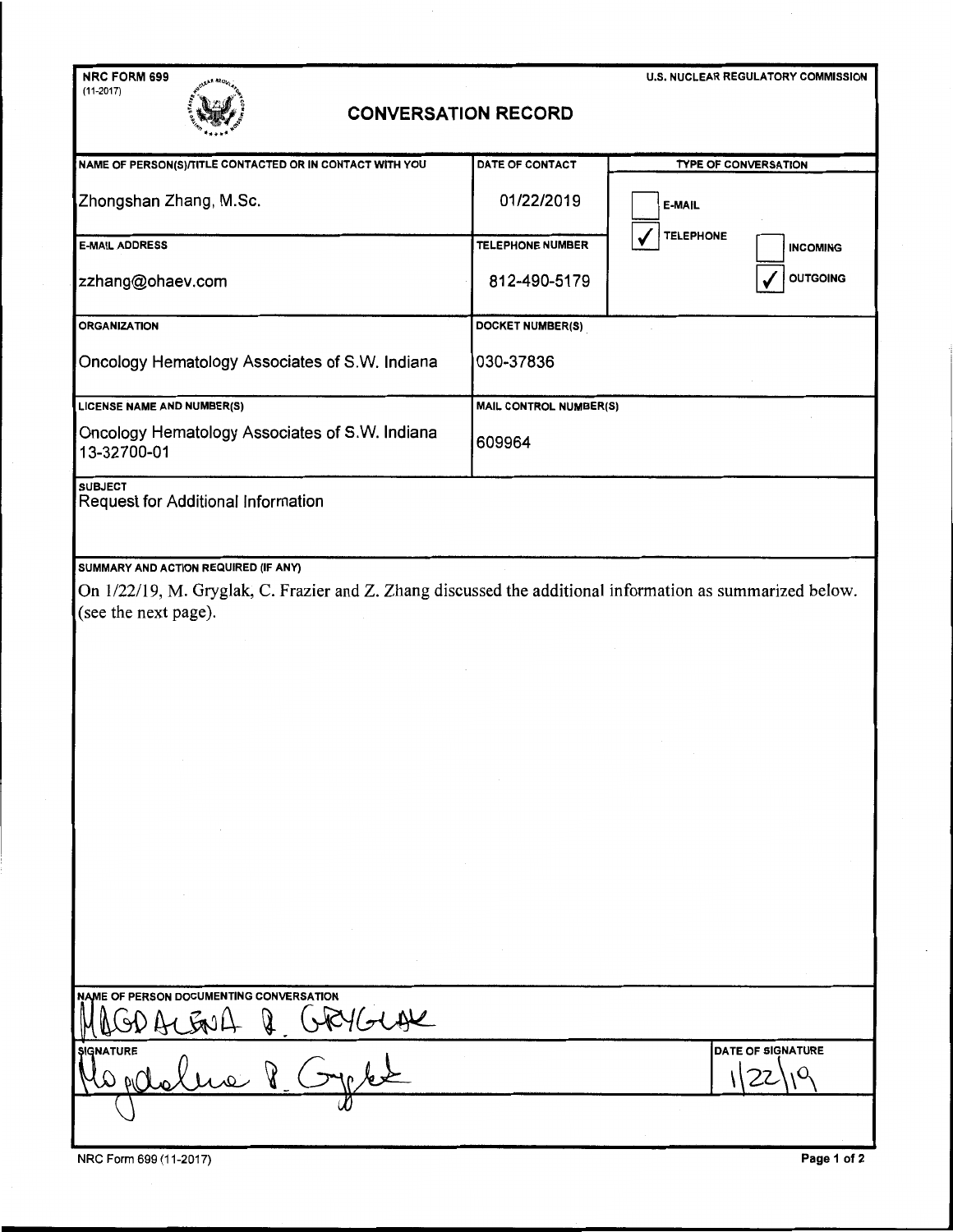NRC FORM 699
(11-2017)

U.S. NUCLEAR REGULATORY COMMISSION

# CONVERSATION RECORD

| NAME OF PERSON(S)/TITLE CONTACTED OR IN CONTACT WITH YOU | DATE OF CONTACT | TYPE OF CONVERSATION |
|---|---|---|
| Zhongshan Zhang, M.Sc. | 01/22/2019 | ☐ E-MAIL<br>☑ TELEPHONE ☐ INCOMING ☑ OUTGOING |

| E-MAIL ADDRESS | TELEPHONE NUMBER |
|---|---|
| zzhang@ohaev.com | 812-490-5179 |

| ORGANIZATION | DOCKET NUMBER(S) |
|---|---|
| Oncology Hematology Associates of S.W. Indiana | 030-37836 |

| LICENSE NAME AND NUMBER(S) | MAIL CONTROL NUMBER(S) |
|---|---|
| Oncology Hematology Associates of S.W. Indiana 13-32700-01 | 609964 |

**SUBJECT**

Request for Additional Information

**SUMMARY AND ACTION REQUIRED (IF ANY)**

On 1/22/19, M. Gryglak, C. Frazier and Z. Zhang discussed the additional information as summarized below. (see the next page).

**NAME OF PERSON DOCUMENTING CONVERSATION**

MAGDALENA B. GRYGLAK

| SIGNATURE | DATE OF SIGNATURE |
|---|---|
| Magdalena B. Gryglak | 1/22/19 |

NRC Form 699 (11-2017)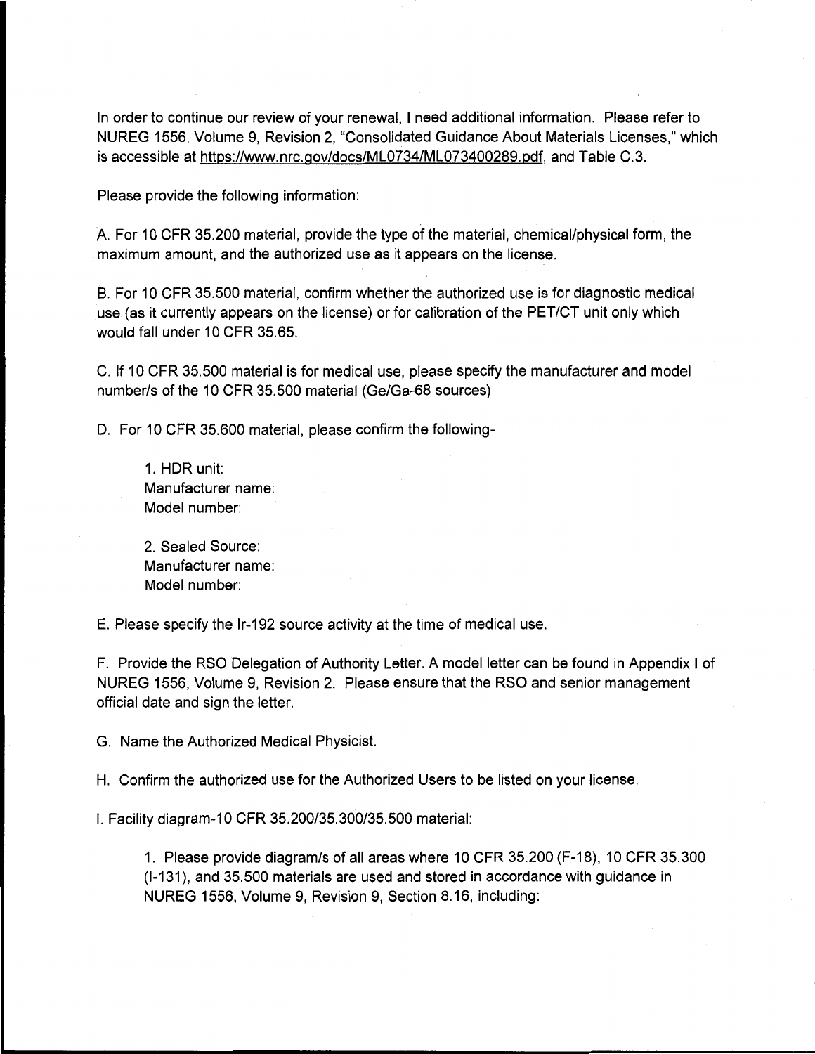In order to continue our review of your renewal, I need additional information. Please refer to NUREG 1556, Volume 9, Revision 2, "Consolidated Guidance About Materials Licenses," which is accessible at https://www.nrc.gov/docs/ML0734/ML073400289.pdf, and Table C.3.

Please provide the following information:

A. For 10 CFR 35.200 material, provide the type of the material, chemical/physical form, the maximum amount, and the authorized use as it appears on the license.

B. For 10 CFR 35.500 material, confirm whether the authorized use is for diagnostic medical use (as it currently appears on the license) or for calibration of the PET/CT unit only which would fall under 10 CFR 35.65.

C. If 10 CFR 35.500 material is for medical use, please specify the manufacturer and model number/s of the 10 CFR 35.500 material (Ge/Ga-68 sources)

D. For 10 CFR 35.600 material, please confirm the following-

> 1. HDR unit:
> Manufacturer name:
> Model number:
>
> 2. Sealed Source:
> Manufacturer name:
> Model number:

E. Please specify the Ir-192 source activity at the time of medical use.

F. Provide the RSO Delegation of Authority Letter. A model letter can be found in Appendix I of NUREG 1556, Volume 9, Revision 2. Please ensure that the RSO and senior management official date and sign the letter.

G. Name the Authorized Medical Physicist.

H. Confirm the authorized use for the Authorized Users to be listed on your license.

I. Facility diagram-10 CFR 35.200/35.300/35.500 material:

> 1. Please provide diagram/s of all areas where 10 CFR 35.200 (F-18), 10 CFR 35.300 (I-131), and 35.500 materials are used and stored in accordance with guidance in NUREG 1556, Volume 9, Revision 9, Section 8.16, including: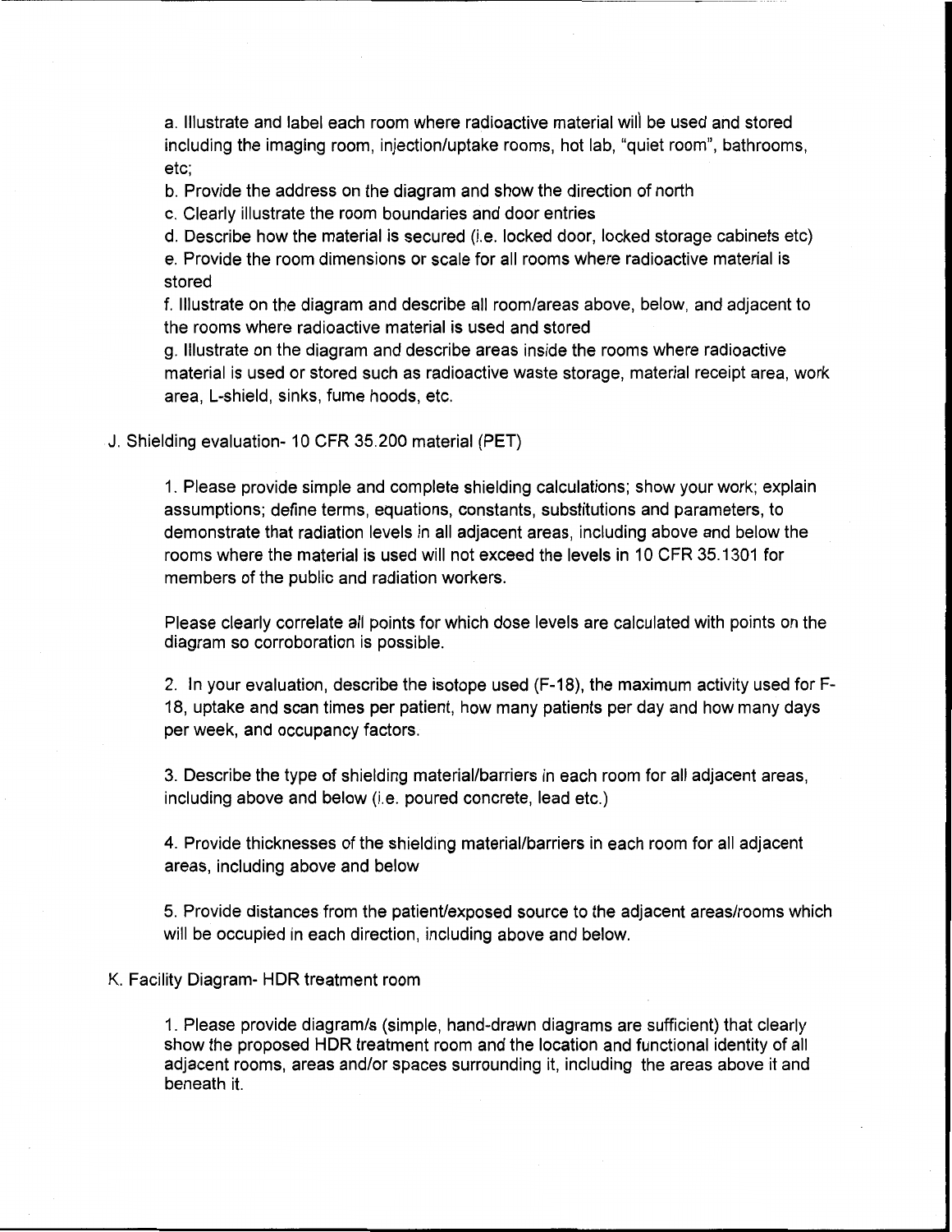a. Illustrate and label each room where radioactive material will be used and stored including the imaging room, injection/uptake rooms, hot lab, "quiet room", bathrooms, etc;

b. Provide the address on the diagram and show the direction of north

c. Clearly illustrate the room boundaries and door entries

d. Describe how the material is secured (i.e. locked door, locked storage cabinets etc)

e. Provide the room dimensions or scale for all rooms where radioactive material is stored

f. Illustrate on the diagram and describe all room/areas above, below, and adjacent to the rooms where radioactive material is used and stored

g. Illustrate on the diagram and describe areas inside the rooms where radioactive material is used or stored such as radioactive waste storage, material receipt area, work area, L-shield, sinks, fume hoods, etc.

J. Shielding evaluation- 10 CFR 35.200 material (PET)

1. Please provide simple and complete shielding calculations; show your work; explain assumptions; define terms, equations, constants, substitutions and parameters, to demonstrate that radiation levels in all adjacent areas, including above and below the rooms where the material is used will not exceed the levels in 10 CFR 35.1301 for members of the public and radiation workers.

   Please clearly correlate all points for which dose levels are calculated with points on the diagram so corroboration is possible.

2. In your evaluation, describe the isotope used (F-18), the maximum activity used for F-18, uptake and scan times per patient, how many patients per day and how many days per week, and occupancy factors.

3. Describe the type of shielding material/barriers in each room for all adjacent areas, including above and below (i.e. poured concrete, lead etc.)

4. Provide thicknesses of the shielding material/barriers in each room for all adjacent areas, including above and below

5. Provide distances from the patient/exposed source to the adjacent areas/rooms which will be occupied in each direction, including above and below.

K. Facility Diagram- HDR treatment room

1. Please provide diagram/s (simple, hand-drawn diagrams are sufficient) that clearly show the proposed HDR treatment room and the location and functional identity of all adjacent rooms, areas and/or spaces surrounding it, including the areas above it and beneath it.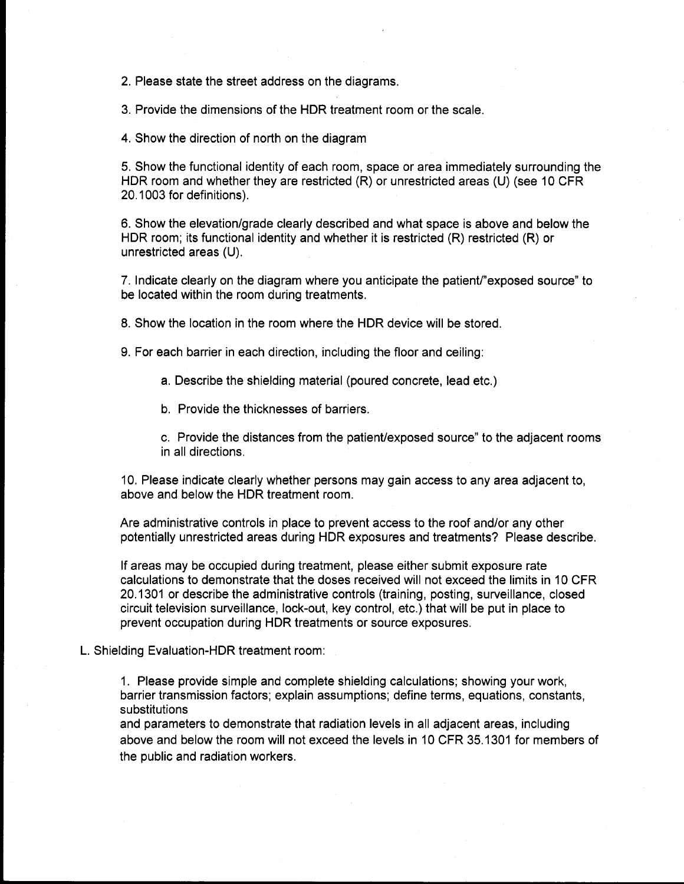2. Please state the street address on the diagrams.

3. Provide the dimensions of the HDR treatment room or the scale.

4. Show the direction of north on the diagram

5. Show the functional identity of each room, space or area immediately surrounding the HDR room and whether they are restricted (R) or unrestricted areas (U) (see 10 CFR 20.1003 for definitions).

6. Show the elevation/grade clearly described and what space is above and below the HDR room; its functional identity and whether it is restricted (R) restricted (R) or unrestricted areas (U).

7. Indicate clearly on the diagram where you anticipate the patient/"exposed source" to be located within the room during treatments.

8. Show the location in the room where the HDR device will be stored.

9. For each barrier in each direction, including the floor and ceiling:

   a. Describe the shielding material (poured concrete, lead etc.)

   b. Provide the thicknesses of barriers.

   c. Provide the distances from the patient/exposed source" to the adjacent rooms in all directions.

10. Please indicate clearly whether persons may gain access to any area adjacent to, above and below the HDR treatment room.

Are administrative controls in place to prevent access to the roof and/or any other potentially unrestricted areas during HDR exposures and treatments? Please describe.

If areas may be occupied during treatment, please either submit exposure rate calculations to demonstrate that the doses received will not exceed the limits in 10 CFR 20.1301 or describe the administrative controls (training, posting, surveillance, closed circuit television surveillance, lock-out, key control, etc.) that will be put in place to prevent occupation during HDR treatments or source exposures.

L. Shielding Evaluation-HDR treatment room:

   1. Please provide simple and complete shielding calculations; showing your work, barrier transmission factors; explain assumptions; define terms, equations, constants, substitutions
   and parameters to demonstrate that radiation levels in all adjacent areas, including above and below the room will not exceed the levels in 10 CFR 35.1301 for members of the public and radiation workers.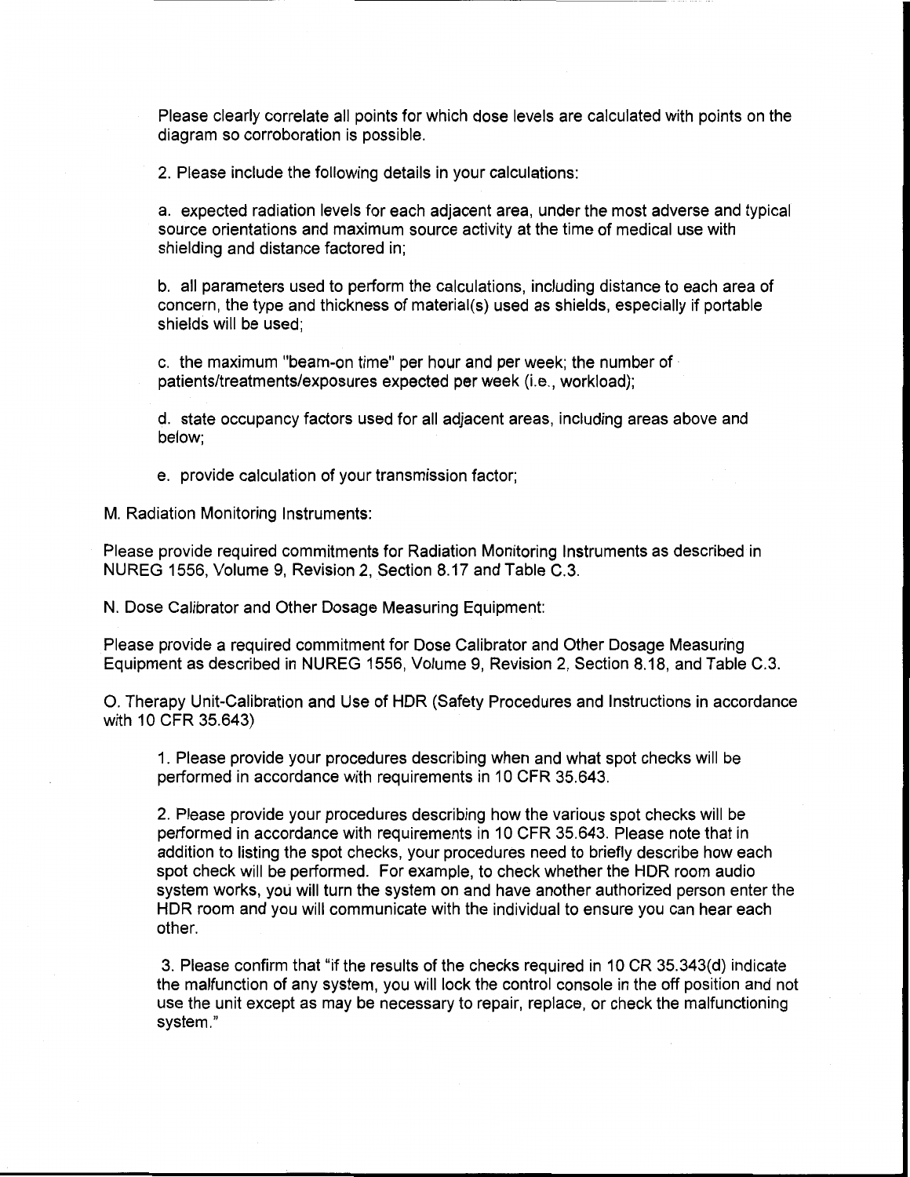Please clearly correlate all points for which dose levels are calculated with points on the diagram so corroboration is possible.

2. Please include the following details in your calculations:

a. expected radiation levels for each adjacent area, under the most adverse and typical source orientations and maximum source activity at the time of medical use with shielding and distance factored in;

b. all parameters used to perform the calculations, including distance to each area of concern, the type and thickness of material(s) used as shields, especially if portable shields will be used;

c. the maximum "beam-on time" per hour and per week; the number of patients/treatments/exposures expected per week (i.e., workload);

d. state occupancy factors used for all adjacent areas, including areas above and below;

e. provide calculation of your transmission factor;

M. Radiation Monitoring Instruments:

Please provide required commitments for Radiation Monitoring Instruments as described in NUREG 1556, Volume 9, Revision 2, Section 8.17 and Table C.3.

N. Dose Calibrator and Other Dosage Measuring Equipment:

Please provide a required commitment for Dose Calibrator and Other Dosage Measuring Equipment as described in NUREG 1556, Volume 9, Revision 2, Section 8.18, and Table C.3.

O. Therapy Unit-Calibration and Use of HDR (Safety Procedures and Instructions in accordance with 10 CFR 35.643)

1. Please provide your procedures describing when and what spot checks will be performed in accordance with requirements in 10 CFR 35.643.

2. Please provide your procedures describing how the various spot checks will be performed in accordance with requirements in 10 CFR 35.643. Please note that in addition to listing the spot checks, your procedures need to briefly describe how each spot check will be performed. For example, to check whether the HDR room audio system works, you will turn the system on and have another authorized person enter the HDR room and you will communicate with the individual to ensure you can hear each other.

3. Please confirm that "if the results of the checks required in 10 CR 35.343(d) indicate the malfunction of any system, you will lock the control console in the off position and not use the unit except as may be necessary to repair, replace, or check the malfunctioning system."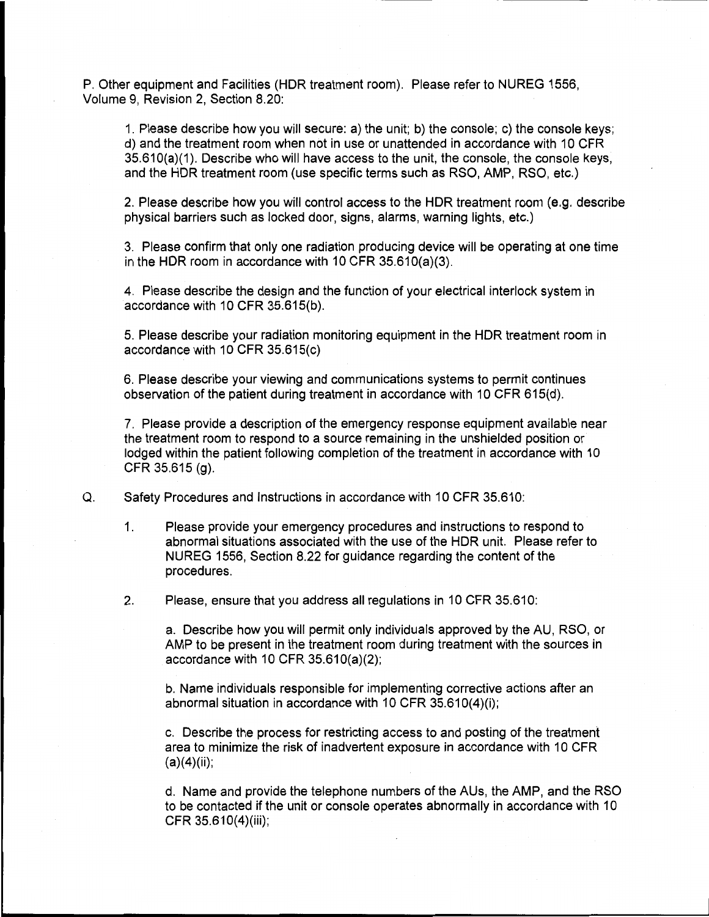P. Other equipment and Facilities (HDR treatment room). Please refer to NUREG 1556, Volume 9, Revision 2, Section 8.20:

1. Please describe how you will secure: a) the unit; b) the console; c) the console keys; d) and the treatment room when not in use or unattended in accordance with 10 CFR 35.610(a)(1). Describe who will have access to the unit, the console, the console keys, and the HDR treatment room (use specific terms such as RSO, AMP, RSO, etc.)

2. Please describe how you will control access to the HDR treatment room (e.g. describe physical barriers such as locked door, signs, alarms, warning lights, etc.)

3. Please confirm that only one radiation producing device will be operating at one time in the HDR room in accordance with 10 CFR 35.610(a)(3).

4. Please describe the design and the function of your electrical interlock system in accordance with 10 CFR 35.615(b).

5. Please describe your radiation monitoring equipment in the HDR treatment room in accordance with 10 CFR 35.615(c)

6. Please describe your viewing and communications systems to permit continues observation of the patient during treatment in accordance with 10 CFR 615(d).

7. Please provide a description of the emergency response equipment available near the treatment room to respond to a source remaining in the unshielded position or lodged within the patient following completion of the treatment in accordance with 10 CFR 35.615 (g).

Q. Safety Procedures and Instructions in accordance with 10 CFR 35.610:

1. Please provide your emergency procedures and instructions to respond to abnormal situations associated with the use of the HDR unit. Please refer to NUREG 1556, Section 8.22 for guidance regarding the content of the procedures.

2. Please, ensure that you address all regulations in 10 CFR 35.610:

   a. Describe how you will permit only individuals approved by the AU, RSO, or AMP to be present in the treatment room during treatment with the sources in accordance with 10 CFR 35.610(a)(2);

   b. Name individuals responsible for implementing corrective actions after an abnormal situation in accordance with 10 CFR 35.610(4)(i);

   c. Describe the process for restricting access to and posting of the treatment area to minimize the risk of inadvertent exposure in accordance with 10 CFR (a)(4)(ii);

   d. Name and provide the telephone numbers of the AUs, the AMP, and the RSO to be contacted if the unit or console operates abnormally in accordance with 10 CFR 35.610(4)(iii);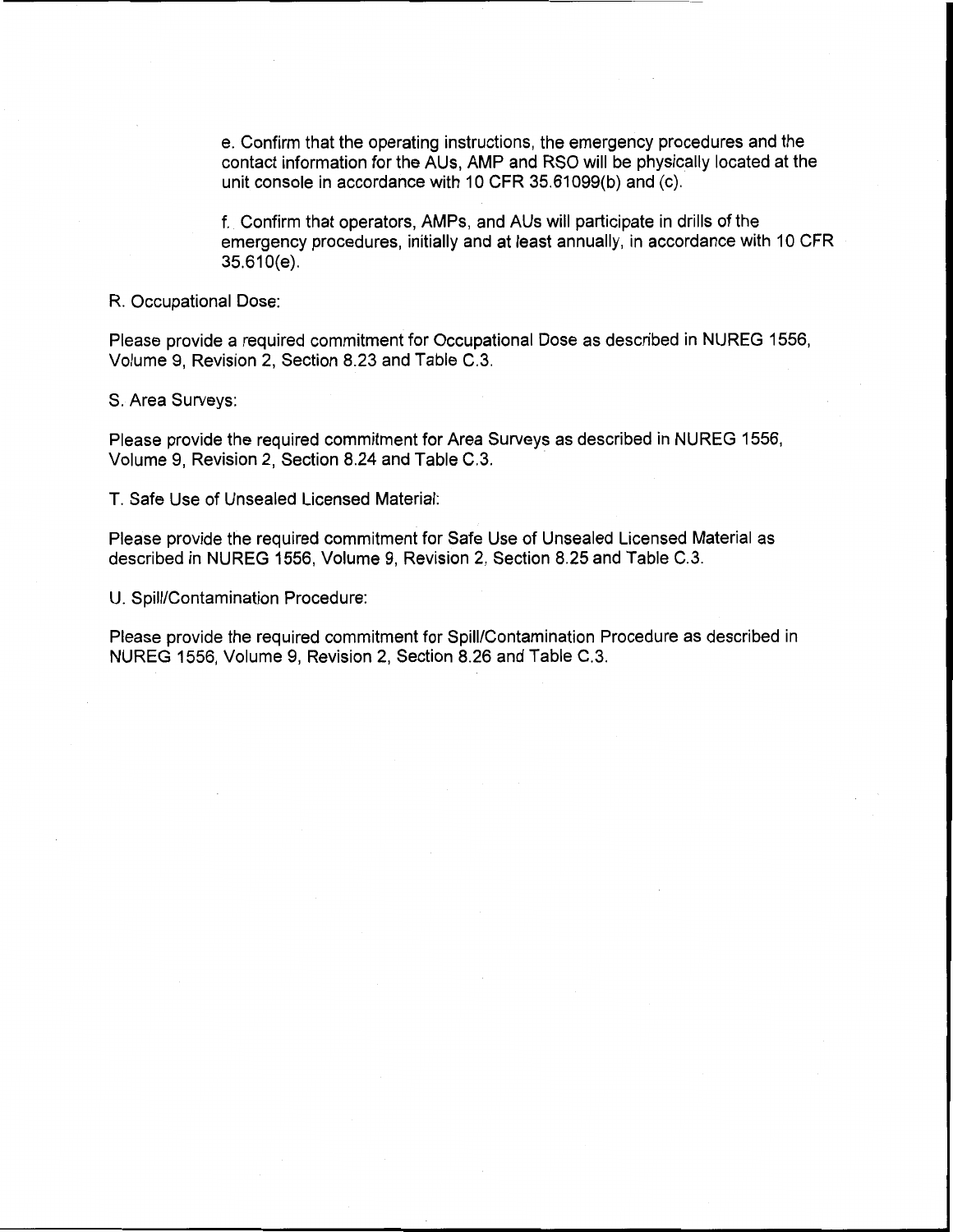e. Confirm that the operating instructions, the emergency procedures and the contact information for the AUs, AMP and RSO will be physically located at the unit console in accordance with 10 CFR 35.61099(b) and (c).

f. Confirm that operators, AMPs, and AUs will participate in drills of the emergency procedures, initially and at least annually, in accordance with 10 CFR 35.610(e).

R. Occupational Dose:

Please provide a required commitment for Occupational Dose as described in NUREG 1556, Volume 9, Revision 2, Section 8.23 and Table C.3.

S. Area Surveys:

Please provide the required commitment for Area Surveys as described in NUREG 1556, Volume 9, Revision 2, Section 8.24 and Table C.3.

T. Safe Use of Unsealed Licensed Material:

Please provide the required commitment for Safe Use of Unsealed Licensed Material as described in NUREG 1556, Volume 9, Revision 2, Section 8.25 and Table C.3.

U. Spill/Contamination Procedure:

Please provide the required commitment for Spill/Contamination Procedure as described in NUREG 1556, Volume 9, Revision 2, Section 8.26 and Table C.3.